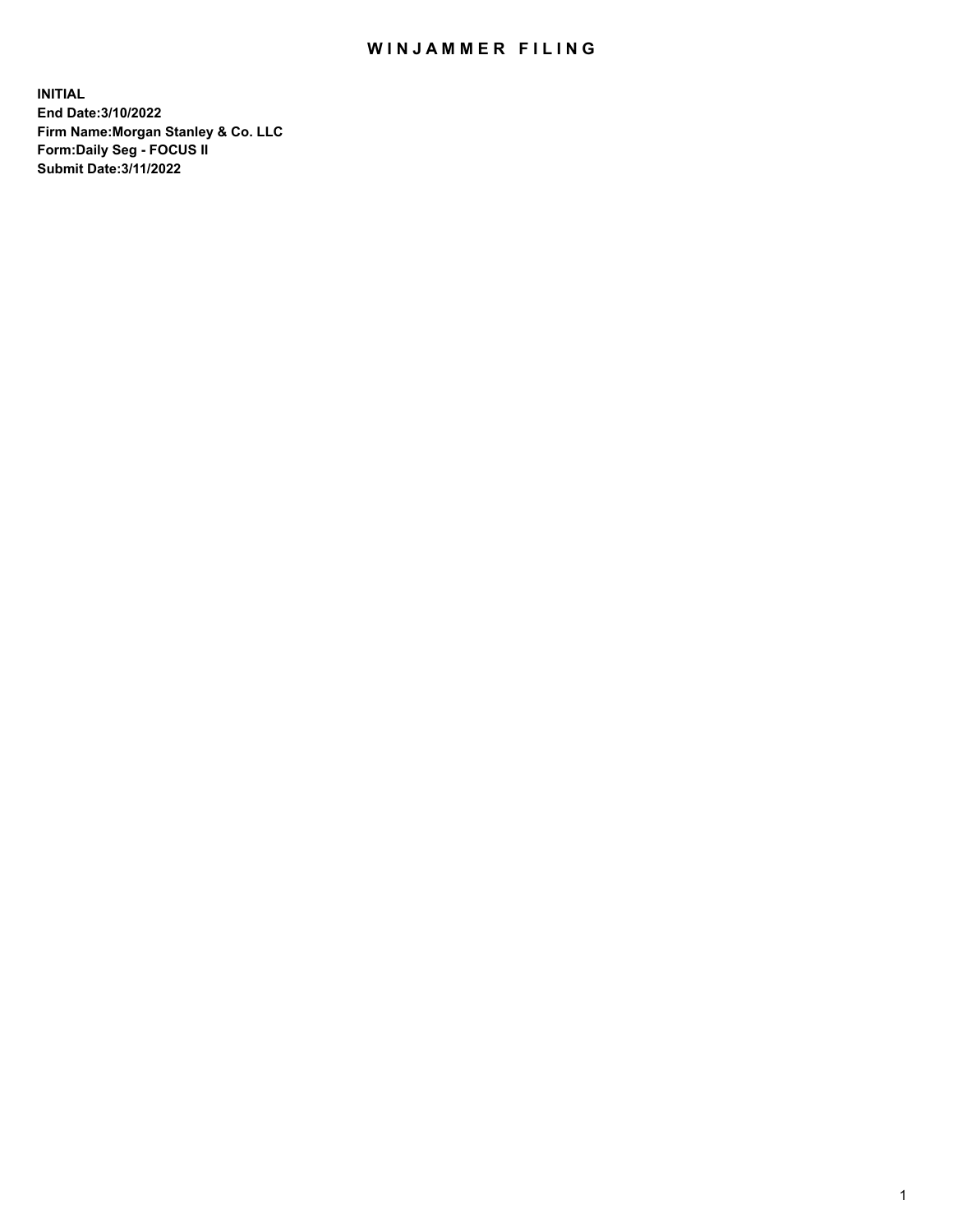# WINJAMMER FILING

**INITIAL**
**End Date:3/10/2022**
**Firm Name:Morgan Stanley & Co. LLC**
**Form:Daily Seg - FOCUS II**
**Submit Date:3/11/2022**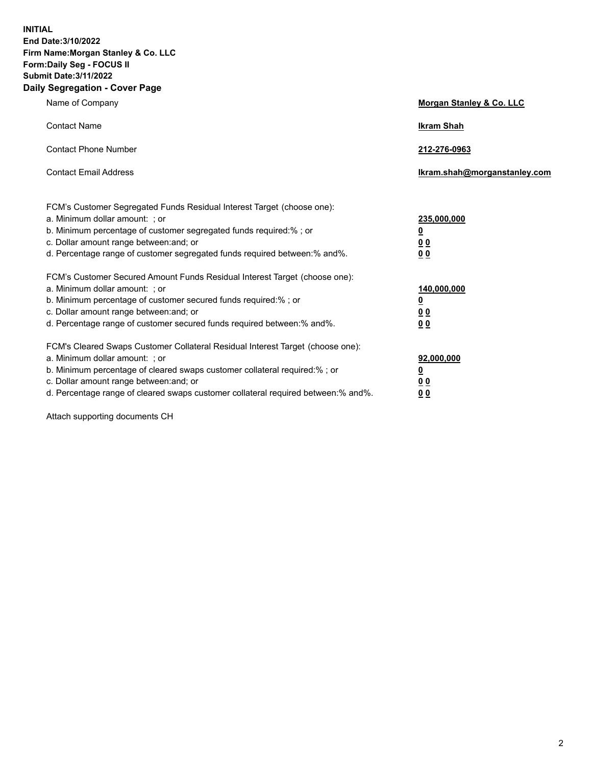**INITIAL**
**End Date:3/10/2022**
**Firm Name:Morgan Stanley & Co. LLC**
**Form:Daily Seg - FOCUS II**
**Submit Date:3/11/2022**

## Daily Segregation - Cover Page

| | |
|---|---|
| Name of Company | **Morgan Stanley & Co. LLC** |
| Contact Name | **Ikram Shah** |
| Contact Phone Number | **212-276-0963** |
| Contact Email Address | **Ikram.shah@morganstanley.com** |

| | |
|---|---|
| FCM's Customer Segregated Funds Residual Interest Target (choose one): | |
| a. Minimum dollar amount: ; or | **235,000,000** |
| b. Minimum percentage of customer segregated funds required:% ; or | **0** |
| c. Dollar amount range between:and; or | **0 0** |
| d. Percentage range of customer segregated funds required between:% and%. | **0 0** |
| FCM's Customer Secured Amount Funds Residual Interest Target (choose one): | |
| a. Minimum dollar amount: ; or | **140,000,000** |
| b. Minimum percentage of customer secured funds required:% ; or | **0** |
| c. Dollar amount range between:and; or | **0 0** |
| d. Percentage range of customer secured funds required between:% and%. | **0 0** |
| FCM's Cleared Swaps Customer Collateral Residual Interest Target (choose one): | |
| a. Minimum dollar amount: ; or | **92,000,000** |
| b. Minimum percentage of cleared swaps customer collateral required:% ; or | **0** |
| c. Dollar amount range between:and; or | **0 0** |
| d. Percentage range of cleared swaps customer collateral required between:% and%. | **0 0** |

Attach supporting documents CH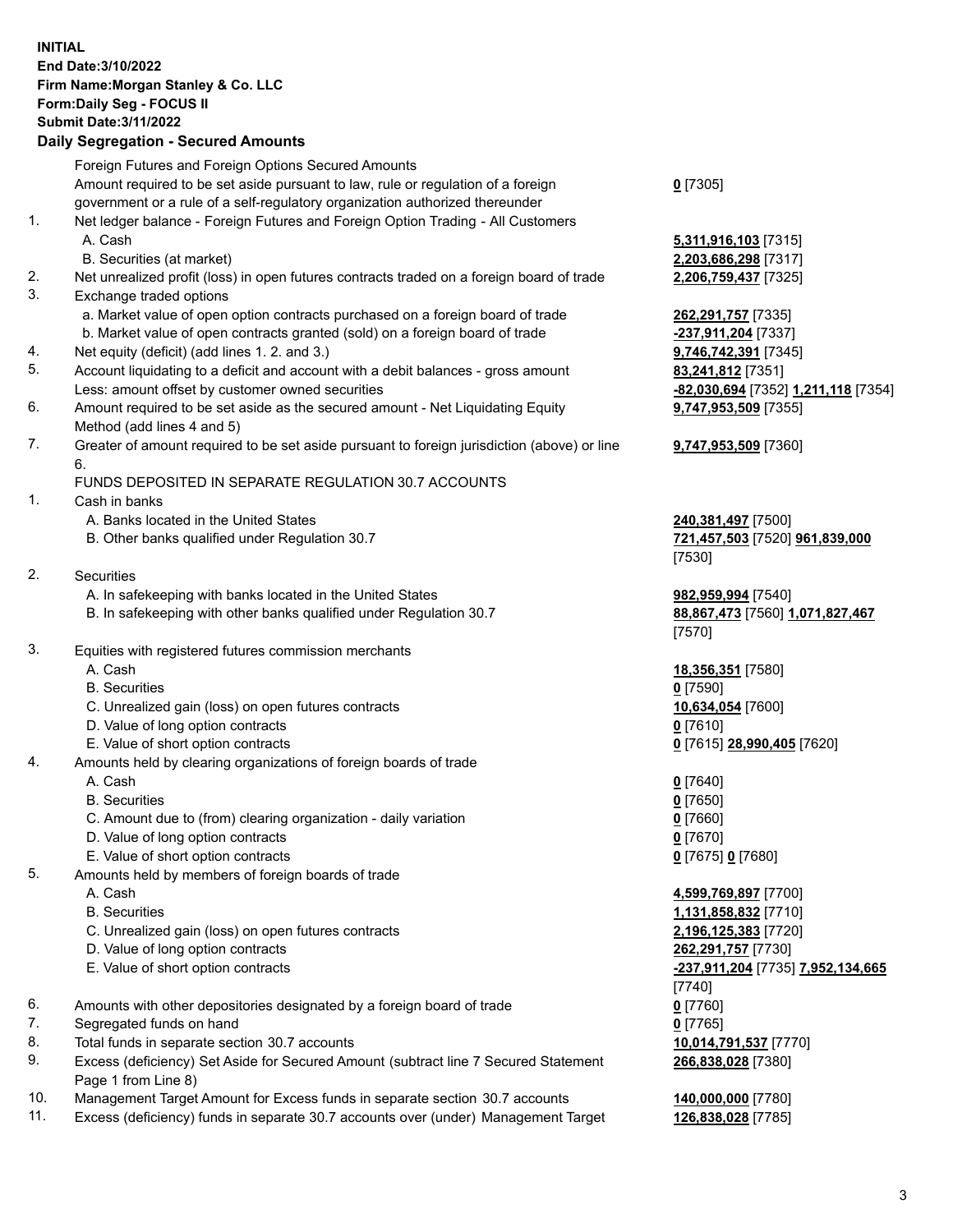**INITIAL**
**End Date:3/10/2022**
**Firm Name:Morgan Stanley & Co. LLC**
**Form:Daily Seg - FOCUS II**
**Submit Date:3/11/2022**

## Daily Segregation - Secured Amounts

| | | |
|---|---|---|
| | Foreign Futures and Foreign Options Secured Amounts | |
| | Amount required to be set aside pursuant to law, rule or regulation of a foreign government or a rule of a self-regulatory organization authorized thereunder | **0** [7305] |
| 1. | Net ledger balance - Foreign Futures and Foreign Option Trading - All Customers | |
| | A. Cash | **5,311,916,103** [7315] |
| | B. Securities (at market) | **2,203,686,298** [7317] |
| 2. | Net unrealized profit (loss) in open futures contracts traded on a foreign board of trade | **2,206,759,437** [7325] |
| 3. | Exchange traded options | |
| | a. Market value of open option contracts purchased on a foreign board of trade | **262,291,757** [7335] |
| | b. Market value of open contracts granted (sold) on a foreign board of trade | **-237,911,204** [7337] |
| 4. | Net equity (deficit) (add lines 1. 2. and 3.) | **9,746,742,391** [7345] |
| 5. | Account liquidating to a deficit and account with a debit balances - gross amount | **83,241,812** [7351] |
| | Less: amount offset by customer owned securities | **-82,030,694** [7352] **1,211,118** [7354] |
| 6. | Amount required to be set aside as the secured amount - Net Liquidating Equity Method (add lines 4 and 5) | **9,747,953,509** [7355] |
| 7. | Greater of amount required to be set aside pursuant to foreign jurisdiction (above) or line 6. | **9,747,953,509** [7360] |
| | FUNDS DEPOSITED IN SEPARATE REGULATION 30.7 ACCOUNTS | |
| 1. | Cash in banks | |
| | A. Banks located in the United States | **240,381,497** [7500] |
| | B. Other banks qualified under Regulation 30.7 | **721,457,503** [7520] **961,839,000** [7530] |
| 2. | Securities | |
| | A. In safekeeping with banks located in the United States | **982,959,994** [7540] |
| | B. In safekeeping with other banks qualified under Regulation 30.7 | **88,867,473** [7560] **1,071,827,467** [7570] |
| 3. | Equities with registered futures commission merchants | |
| | A. Cash | **18,356,351** [7580] |
| | B. Securities | **0** [7590] |
| | C. Unrealized gain (loss) on open futures contracts | **10,634,054** [7600] |
| | D. Value of long option contracts | **0** [7610] |
| | E. Value of short option contracts | **0** [7615] **28,990,405** [7620] |
| 4. | Amounts held by clearing organizations of foreign boards of trade | |
| | A. Cash | **0** [7640] |
| | B. Securities | **0** [7650] |
| | C. Amount due to (from) clearing organization - daily variation | **0** [7660] |
| | D. Value of long option contracts | **0** [7670] |
| | E. Value of short option contracts | **0** [7675] **0** [7680] |
| 5. | Amounts held by members of foreign boards of trade | |
| | A. Cash | **4,599,769,897** [7700] |
| | B. Securities | **1,131,858,832** [7710] |
| | C. Unrealized gain (loss) on open futures contracts | **2,196,125,383** [7720] |
| | D. Value of long option contracts | **262,291,757** [7730] |
| | E. Value of short option contracts | **-237,911,204** [7735] **7,952,134,665** [7740] |
| 6. | Amounts with other depositories designated by a foreign board of trade | **0** [7760] |
| 7. | Segregated funds on hand | **0** [7765] |
| 8. | Total funds in separate section 30.7 accounts | **10,014,791,537** [7770] |
| 9. | Excess (deficiency) Set Aside for Secured Amount (subtract line 7 Secured Statement Page 1 from Line 8) | **266,838,028** [7380] |
| 10. | Management Target Amount for Excess funds in separate section 30.7 accounts | **140,000,000** [7780] |
| 11. | Excess (deficiency) funds in separate 30.7 accounts over (under) Management Target | **126,838,028** [7785] |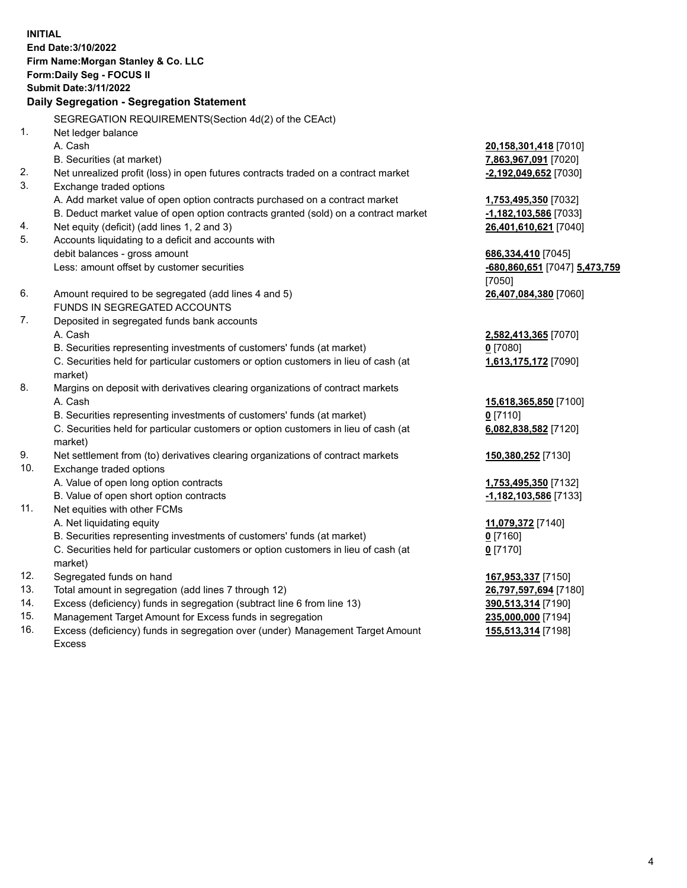**INITIAL**
**End Date:3/10/2022**
**Firm Name:Morgan Stanley & Co. LLC**
**Form:Daily Seg - FOCUS II**
**Submit Date:3/11/2022**

## Daily Segregation - Segregation Statement

SEGREGATION REQUIREMENTS(Section 4d(2) of the CEAct)

| | | |
|---|---|---|
| 1. | Net ledger balance | |
| | A. Cash | **20,158,301,418** [7010] |
| | B. Securities (at market) | **7,863,967,091** [7020] |
| 2. | Net unrealized profit (loss) in open futures contracts traded on a contract market | **-2,192,049,652** [7030] |
| 3. | Exchange traded options | |
| | A. Add market value of open option contracts purchased on a contract market | **1,753,495,350** [7032] |
| | B. Deduct market value of open option contracts granted (sold) on a contract market | **-1,182,103,586** [7033] |
| 4. | Net equity (deficit) (add lines 1, 2 and 3) | **26,401,610,621** [7040] |
| 5. | Accounts liquidating to a deficit and accounts with debit balances - gross amount | **686,334,410** [7045] |
| | Less: amount offset by customer securities | **-680,860,651** [7047] **5,473,759** [7050] |
| 6. | Amount required to be segregated (add lines 4 and 5) | **26,407,084,380** [7060] |
| | FUNDS IN SEGREGATED ACCOUNTS | |
| 7. | Deposited in segregated funds bank accounts | |
| | A. Cash | **2,582,413,365** [7070] |
| | B. Securities representing investments of customers' funds (at market) | **0** [7080] |
| | C. Securities held for particular customers or option customers in lieu of cash (at market) | **1,613,175,172** [7090] |
| 8. | Margins on deposit with derivatives clearing organizations of contract markets | |
| | A. Cash | **15,618,365,850** [7100] |
| | B. Securities representing investments of customers' funds (at market) | **0** [7110] |
| | C. Securities held for particular customers or option customers in lieu of cash (at market) | **6,082,838,582** [7120] |
| 9. | Net settlement from (to) derivatives clearing organizations of contract markets | **150,380,252** [7130] |
| 10. | Exchange traded options | |
| | A. Value of open long option contracts | **1,753,495,350** [7132] |
| | B. Value of open short option contracts | **-1,182,103,586** [7133] |
| 11. | Net equities with other FCMs | |
| | A. Net liquidating equity | **11,079,372** [7140] |
| | B. Securities representing investments of customers' funds (at market) | **0** [7160] |
| | C. Securities held for particular customers or option customers in lieu of cash (at market) | **0** [7170] |
| 12. | Segregated funds on hand | **167,953,337** [7150] |
| 13. | Total amount in segregation (add lines 7 through 12) | **26,797,597,694** [7180] |
| 14. | Excess (deficiency) funds in segregation (subtract line 6 from line 13) | **390,513,314** [7190] |
| 15. | Management Target Amount for Excess funds in segregation | **235,000,000** [7194] |
| 16. | Excess (deficiency) funds in segregation over (under) Management Target Amount Excess | **155,513,314** [7198] |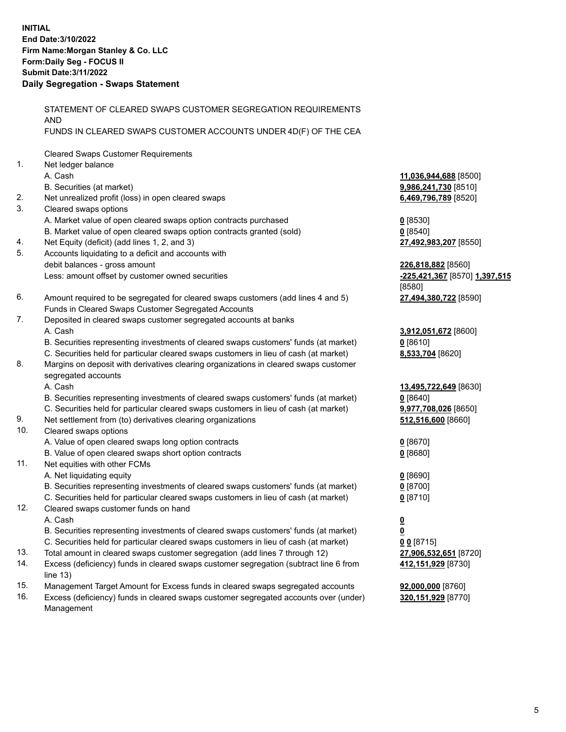**INITIAL**
**End Date:3/10/2022**
**Firm Name:Morgan Stanley & Co. LLC**
**Form:Daily Seg - FOCUS II**
**Submit Date:3/11/2022**
**Daily Segregation - Swaps Statement**

STATEMENT OF CLEARED SWAPS CUSTOMER SEGREGATION REQUIREMENTS AND FUNDS IN CLEARED SWAPS CUSTOMER ACCOUNTS UNDER 4D(F) OF THE CEA

| | | |
|---|---|---|
| | Cleared Swaps Customer Requirements | |
| 1. | Net ledger balance | |
| | A. Cash | **11,036,944,688** [8500] |
| | B. Securities (at market) | **9,986,241,730** [8510] |
| 2. | Net unrealized profit (loss) in open cleared swaps | **6,469,796,789** [8520] |
| 3. | Cleared swaps options | |
| | A. Market value of open cleared swaps option contracts purchased | **0** [8530] |
| | B. Market value of open cleared swaps option contracts granted (sold) | **0** [8540] |
| 4. | Net Equity (deficit) (add lines 1, 2, and 3) | **27,492,983,207** [8550] |
| 5. | Accounts liquidating to a deficit and accounts with debit balances - gross amount | **226,818,882** [8560] |
| | Less: amount offset by customer owned securities | **-225,421,367** [8570] **1,397,515** [8580] |
| 6. | Amount required to be segregated for cleared swaps customers (add lines 4 and 5) | **27,494,380,722** [8590] |
| | Funds in Cleared Swaps Customer Segregated Accounts | |
| 7. | Deposited in cleared swaps customer segregated accounts at banks | |
| | A. Cash | **3,912,051,672** [8600] |
| | B. Securities representing investments of cleared swaps customers' funds (at market) | **0** [8610] |
| | C. Securities held for particular cleared swaps customers in lieu of cash (at market) | **8,533,704** [8620] |
| 8. | Margins on deposit with derivatives clearing organizations in cleared swaps customer segregated accounts | |
| | A. Cash | **13,495,722,649** [8630] |
| | B. Securities representing investments of cleared swaps customers' funds (at market) | **0** [8640] |
| | C. Securities held for particular cleared swaps customers in lieu of cash (at market) | **9,977,708,026** [8650] |
| 9. | Net settlement from (to) derivatives clearing organizations | **512,516,600** [8660] |
| 10. | Cleared swaps options | |
| | A. Value of open cleared swaps long option contracts | **0** [8670] |
| | B. Value of open cleared swaps short option contracts | **0** [8680] |
| 11. | Net equities with other FCMs | |
| | A. Net liquidating equity | **0** [8690] |
| | B. Securities representing investments of cleared swaps customers' funds (at market) | **0** [8700] |
| | C. Securities held for particular cleared swaps customers in lieu of cash (at market) | **0** [8710] |
| 12. | Cleared swaps customer funds on hand | |
| | A. Cash | **0** |
| | B. Securities representing investments of cleared swaps customers' funds (at market) | **0** |
| | C. Securities held for particular cleared swaps customers in lieu of cash (at market) | **0** **0** [8715] |
| 13. | Total amount in cleared swaps customer segregation (add lines 7 through 12) | **27,906,532,651** [8720] |
| 14. | Excess (deficiency) funds in cleared swaps customer segregation (subtract line 6 from line 13) | **412,151,929** [8730] |
| 15. | Management Target Amount for Excess funds in cleared swaps segregated accounts | **92,000,000** [8760] |
| 16. | Excess (deficiency) funds in cleared swaps customer segregated accounts over (under) Management | **320,151,929** [8770] |